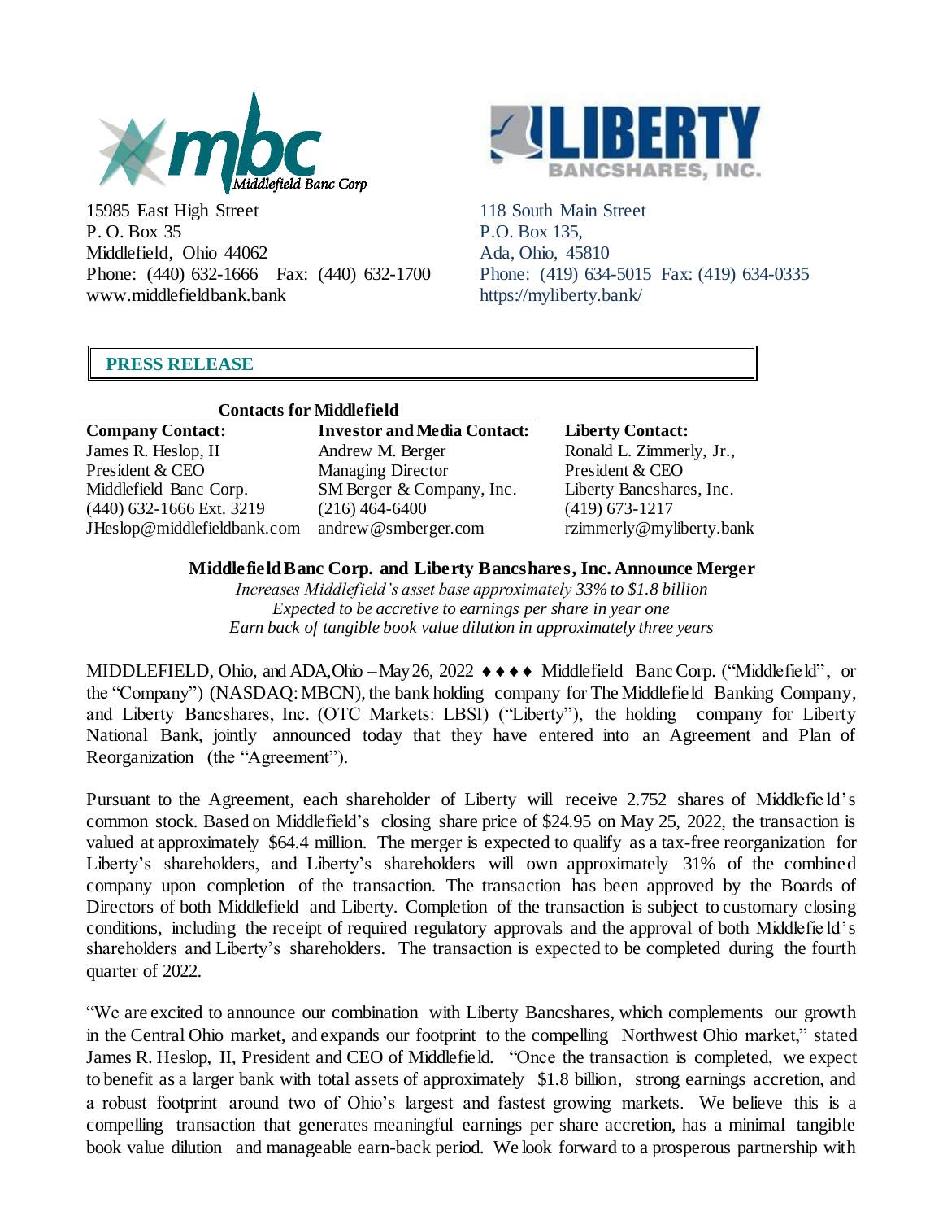Middlefield Banc Corp

15985 East High Street
P. O. Box 35
Middlefield, Ohio 44062
Phone: (440) 632-1666 Fax: (440) 632-1700
www.middlefieldbank.bank

LIBERTY BANCSHARES, INC.

118 South Main Street
P.O. Box 135,
Ada, Ohio, 45810
Phone: (419) 634-5015 Fax: (419) 634-0335
https://myliberty.bank/

## PRESS RELEASE

| Contacts for Middlefield | | |
|---|---|---|
| **Company Contact:** | **Investor and Media Contact:** | **Liberty Contact:** |
| James R. Heslop, II | Andrew M. Berger | Ronald L. Zimmerly, Jr., |
| President & CEO | Managing Director | President & CEO |
| Middlefield Banc Corp. | SM Berger & Company, Inc. | Liberty Bancshares, Inc. |
| (440) 632-1666 Ext. 3219 | (216) 464-6400 | (419) 673-1217 |
| JHeslop@middlefieldbank.com | andrew@smberger.com | rzimmerly@myliberty.bank |

## Middlefield Banc Corp. and Liberty Bancshares, Inc. Announce Merger

*Increases Middlefield's asset base approximately 33% to $1.8 billion*
*Expected to be accretive to earnings per share in year one*
*Earn back of tangible book value dilution in approximately three years*

MIDDLEFIELD, Ohio, and ADA, Ohio – May 26, 2022 ♦♦♦♦ Middlefield Banc Corp. ("Middlefield", or the "Company") (NASDAQ: MBCN), the bank holding company for The Middlefield Banking Company, and Liberty Bancshares, Inc. (OTC Markets: LBSI) ("Liberty"), the holding company for Liberty National Bank, jointly announced today that they have entered into an Agreement and Plan of Reorganization (the "Agreement").

Pursuant to the Agreement, each shareholder of Liberty will receive 2.752 shares of Middlefield's common stock. Based on Middlefield's closing share price of $24.95 on May 25, 2022, the transaction is valued at approximately $64.4 million. The merger is expected to qualify as a tax-free reorganization for Liberty's shareholders, and Liberty's shareholders will own approximately 31% of the combined company upon completion of the transaction. The transaction has been approved by the Boards of Directors of both Middlefield and Liberty. Completion of the transaction is subject to customary closing conditions, including the receipt of required regulatory approvals and the approval of both Middlefield's shareholders and Liberty's shareholders. The transaction is expected to be completed during the fourth quarter of 2022.

"We are excited to announce our combination with Liberty Bancshares, which complements our growth in the Central Ohio market, and expands our footprint to the compelling Northwest Ohio market," stated James R. Heslop, II, President and CEO of Middlefield. "Once the transaction is completed, we expect to benefit as a larger bank with total assets of approximately $1.8 billion, strong earnings accretion, and a robust footprint around two of Ohio's largest and fastest growing markets. We believe this is a compelling transaction that generates meaningful earnings per share accretion, has a minimal tangible book value dilution and manageable earn-back period. We look forward to a prosperous partnership with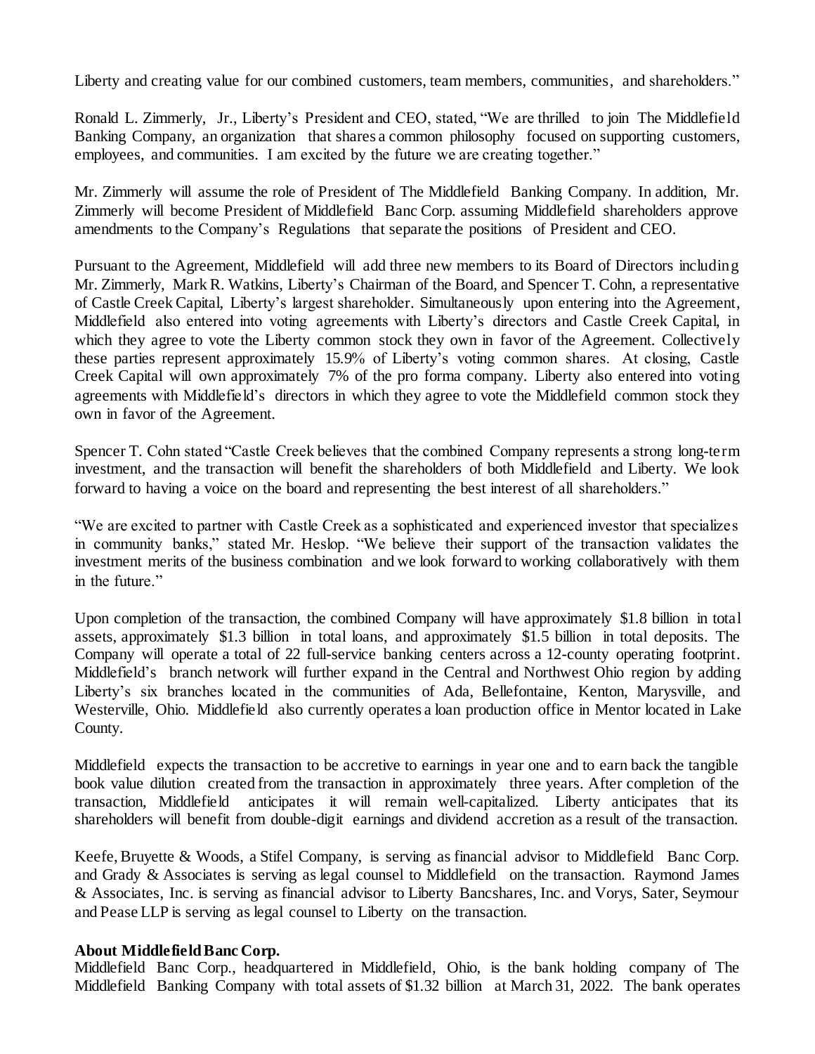Liberty and creating value for our combined customers, team members, communities, and shareholders."

Ronald L. Zimmerly, Jr., Liberty's President and CEO, stated, "We are thrilled to join The Middlefield Banking Company, an organization that shares a common philosophy focused on supporting customers, employees, and communities. I am excited by the future we are creating together."

Mr. Zimmerly will assume the role of President of The Middlefield Banking Company. In addition, Mr. Zimmerly will become President of Middlefield Banc Corp. assuming Middlefield shareholders approve amendments to the Company's Regulations that separate the positions of President and CEO.

Pursuant to the Agreement, Middlefield will add three new members to its Board of Directors including Mr. Zimmerly, Mark R. Watkins, Liberty's Chairman of the Board, and Spencer T. Cohn, a representative of Castle Creek Capital, Liberty's largest shareholder. Simultaneously upon entering into the Agreement, Middlefield also entered into voting agreements with Liberty's directors and Castle Creek Capital, in which they agree to vote the Liberty common stock they own in favor of the Agreement. Collectively these parties represent approximately 15.9% of Liberty's voting common shares. At closing, Castle Creek Capital will own approximately 7% of the pro forma company. Liberty also entered into voting agreements with Middlefield's directors in which they agree to vote the Middlefield common stock they own in favor of the Agreement.

Spencer T. Cohn stated "Castle Creek believes that the combined Company represents a strong long-term investment, and the transaction will benefit the shareholders of both Middlefield and Liberty. We look forward to having a voice on the board and representing the best interest of all shareholders."

"We are excited to partner with Castle Creek as a sophisticated and experienced investor that specializes in community banks," stated Mr. Heslop. "We believe their support of the transaction validates the investment merits of the business combination and we look forward to working collaboratively with them in the future."

Upon completion of the transaction, the combined Company will have approximately $1.8 billion in total assets, approximately $1.3 billion in total loans, and approximately $1.5 billion in total deposits. The Company will operate a total of 22 full-service banking centers across a 12-county operating footprint. Middlefield's branch network will further expand in the Central and Northwest Ohio region by adding Liberty's six branches located in the communities of Ada, Bellefontaine, Kenton, Marysville, and Westerville, Ohio. Middlefield also currently operates a loan production office in Mentor located in Lake County.

Middlefield expects the transaction to be accretive to earnings in year one and to earn back the tangible book value dilution created from the transaction in approximately three years. After completion of the transaction, Middlefield anticipates it will remain well-capitalized. Liberty anticipates that its shareholders will benefit from double-digit earnings and dividend accretion as a result of the transaction.

Keefe, Bruyette & Woods, a Stifel Company, is serving as financial advisor to Middlefield Banc Corp. and Grady & Associates is serving as legal counsel to Middlefield on the transaction. Raymond James & Associates, Inc. is serving as financial advisor to Liberty Bancshares, Inc. and Vorys, Sater, Seymour and Pease LLP is serving as legal counsel to Liberty on the transaction.

**About Middlefield Banc Corp.**
Middlefield Banc Corp., headquartered in Middlefield, Ohio, is the bank holding company of The Middlefield Banking Company with total assets of $1.32 billion at March 31, 2022. The bank operates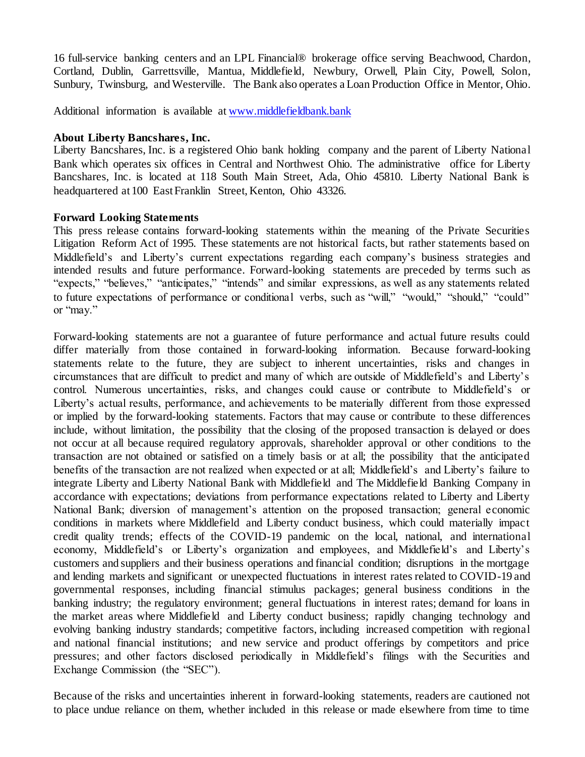16 full-service banking centers and an LPL Financial® brokerage office serving Beachwood, Chardon, Cortland, Dublin, Garrettsville, Mantua, Middlefield, Newbury, Orwell, Plain City, Powell, Solon, Sunbury, Twinsburg, and Westerville. The Bank also operates a Loan Production Office in Mentor, Ohio.

Additional information is available at [www.middlefieldbank.bank](www.middlefieldbank.bank)

**About Liberty Bancshares, Inc.**

Liberty Bancshares, Inc. is a registered Ohio bank holding company and the parent of Liberty National Bank which operates six offices in Central and Northwest Ohio. The administrative office for Liberty Bancshares, Inc. is located at 118 South Main Street, Ada, Ohio 45810. Liberty National Bank is headquartered at 100 East Franklin Street, Kenton, Ohio 43326.

**Forward Looking Statements**

This press release contains forward-looking statements within the meaning of the Private Securities Litigation Reform Act of 1995. These statements are not historical facts, but rather statements based on Middlefield's and Liberty's current expectations regarding each company's business strategies and intended results and future performance. Forward-looking statements are preceded by terms such as "expects," "believes," "anticipates," "intends" and similar expressions, as well as any statements related to future expectations of performance or conditional verbs, such as "will," "would," "should," "could" or "may."

Forward-looking statements are not a guarantee of future performance and actual future results could differ materially from those contained in forward-looking information. Because forward-looking statements relate to the future, they are subject to inherent uncertainties, risks and changes in circumstances that are difficult to predict and many of which are outside of Middlefield's and Liberty's control. Numerous uncertainties, risks, and changes could cause or contribute to Middlefield's or Liberty's actual results, performance, and achievements to be materially different from those expressed or implied by the forward-looking statements. Factors that may cause or contribute to these differences include, without limitation, the possibility that the closing of the proposed transaction is delayed or does not occur at all because required regulatory approvals, shareholder approval or other conditions to the transaction are not obtained or satisfied on a timely basis or at all; the possibility that the anticipated benefits of the transaction are not realized when expected or at all; Middlefield's and Liberty's failure to integrate Liberty and Liberty National Bank with Middlefield and The Middlefield Banking Company in accordance with expectations; deviations from performance expectations related to Liberty and Liberty National Bank; diversion of management's attention on the proposed transaction; general economic conditions in markets where Middlefield and Liberty conduct business, which could materially impact credit quality trends; effects of the COVID-19 pandemic on the local, national, and international economy, Middlefield's or Liberty's organization and employees, and Middlefield's and Liberty's customers and suppliers and their business operations and financial condition; disruptions in the mortgage and lending markets and significant or unexpected fluctuations in interest rates related to COVID-19 and governmental responses, including financial stimulus packages; general business conditions in the banking industry; the regulatory environment; general fluctuations in interest rates; demand for loans in the market areas where Middlefield and Liberty conduct business; rapidly changing technology and evolving banking industry standards; competitive factors, including increased competition with regional and national financial institutions; and new service and product offerings by competitors and price pressures; and other factors disclosed periodically in Middlefield's filings with the Securities and Exchange Commission (the "SEC").

Because of the risks and uncertainties inherent in forward-looking statements, readers are cautioned not to place undue reliance on them, whether included in this release or made elsewhere from time to time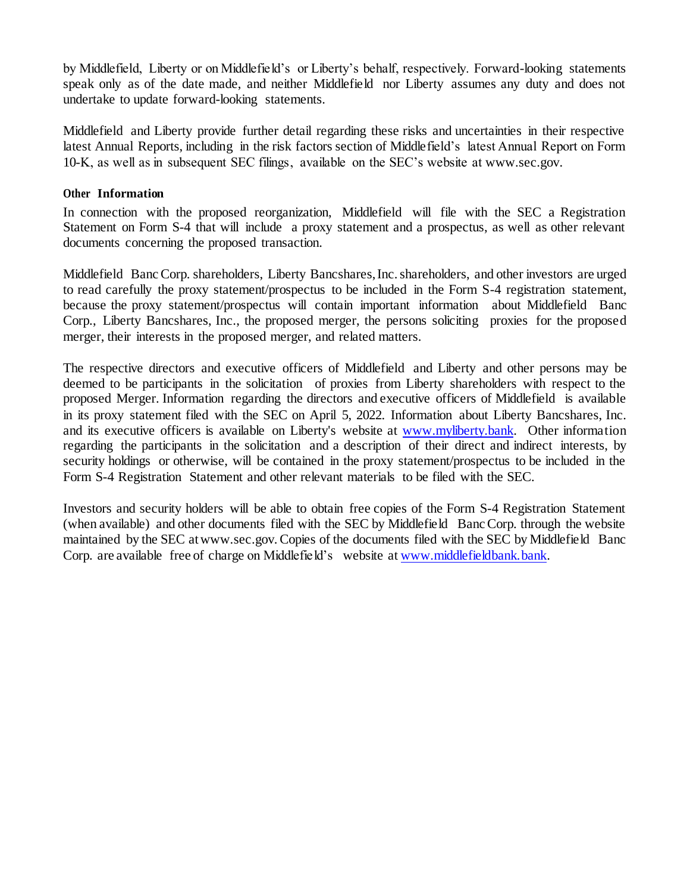by Middlefield, Liberty or on Middlefield's or Liberty's behalf, respectively. Forward-looking statements speak only as of the date made, and neither Middlefield nor Liberty assumes any duty and does not undertake to update forward-looking statements.

Middlefield and Liberty provide further detail regarding these risks and uncertainties in their respective latest Annual Reports, including in the risk factors section of Middlefield's latest Annual Report on Form 10-K, as well as in subsequent SEC filings, available on the SEC's website at www.sec.gov.

**Other Information**

In connection with the proposed reorganization, Middlefield will file with the SEC a Registration Statement on Form S-4 that will include a proxy statement and a prospectus, as well as other relevant documents concerning the proposed transaction.

Middlefield Banc Corp. shareholders, Liberty Bancshares, Inc. shareholders, and other investors are urged to read carefully the proxy statement/prospectus to be included in the Form S-4 registration statement, because the proxy statement/prospectus will contain important information about Middlefield Banc Corp., Liberty Bancshares, Inc., the proposed merger, the persons soliciting proxies for the proposed merger, their interests in the proposed merger, and related matters.

The respective directors and executive officers of Middlefield and Liberty and other persons may be deemed to be participants in the solicitation of proxies from Liberty shareholders with respect to the proposed Merger. Information regarding the directors and executive officers of Middlefield is available in its proxy statement filed with the SEC on April 5, 2022. Information about Liberty Bancshares, Inc. and its executive officers is available on Liberty's website at www.myliberty.bank. Other information regarding the participants in the solicitation and a description of their direct and indirect interests, by security holdings or otherwise, will be contained in the proxy statement/prospectus to be included in the Form S-4 Registration Statement and other relevant materials to be filed with the SEC.

Investors and security holders will be able to obtain free copies of the Form S-4 Registration Statement (when available) and other documents filed with the SEC by Middlefield Banc Corp. through the website maintained by the SEC at www.sec.gov. Copies of the documents filed with the SEC by Middlefield Banc Corp. are available free of charge on Middlefield's website at www.middlefieldbank.bank.